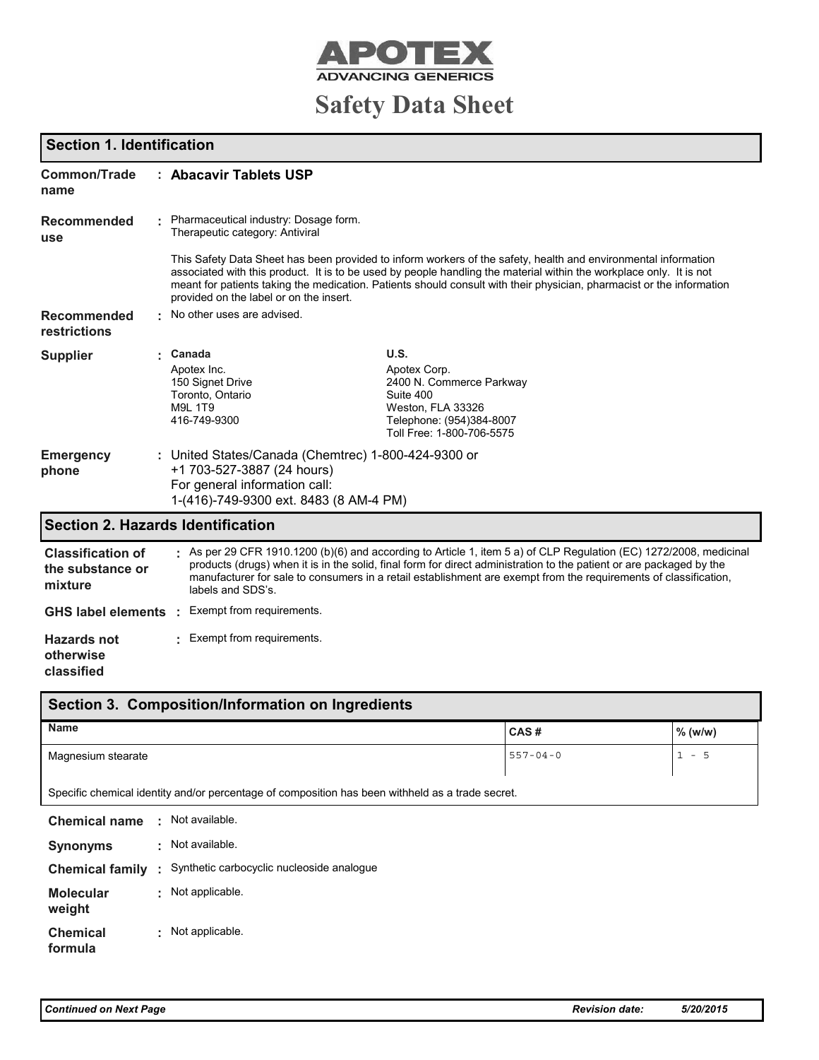APOTEX

ADVANCING GENERICS

# Safety Data Sheet

## Section 1. Identification

**Common/Trade name** : **Abacavir Tablets USP**

**Recommended use** : Pharmaceutical industry: Dosage form.
Therapeutic category: Antiviral

This Safety Data Sheet has been provided to inform workers of the safety, health and environmental information associated with this product. It is to be used by people handling the material within the workplace only. It is not meant for patients taking the medication. Patients should consult with their physician, pharmacist or the information provided on the label or on the insert.

**Recommended restrictions** : No other uses are advised.

**Supplier** :

**Canada**
Apotex Inc.
150 Signet Drive
Toronto, Ontario
M9L 1T9
416-749-9300

**U.S.**
Apotex Corp.
2400 N. Commerce Parkway
Suite 400
Weston, FLA 33326
Telephone: (954)384-8007
Toll Free: 1-800-706-5575

**Emergency phone** : United States/Canada (Chemtrec) 1-800-424-9300 or
+1 703-527-3887 (24 hours)
For general information call:
1-(416)-749-9300 ext. 8483 (8 AM-4 PM)

## Section 2. Hazards Identification

**Classification of the substance or mixture** : As per 29 CFR 1910.1200 (b)(6) and according to Article 1, item 5 a) of CLP Regulation (EC) 1272/2008, medicinal products (drugs) when it is in the solid, final form for direct administration to the patient or are packaged by the manufacturer for sale to consumers in a retail establishment are exempt from the requirements of classification, labels and SDS's.

**GHS label elements** : Exempt from requirements.

**Hazards not otherwise classified** : Exempt from requirements.

## Section 3. Composition/Information on Ingredients

| Name | CAS # | % (w/w) |
|---|---|---|
| Magnesium stearate | 557-04-0 | 1 - 5 |

Specific chemical identity and/or percentage of composition has been withheld as a trade secret.

**Chemical name** : Not available.

**Synonyms** : Not available.

**Chemical family** : Synthetic carbocyclic nucleoside analogue

**Molecular weight** : Not applicable.

**Chemical formula** : Not applicable.

*Continued on Next Page* *Revision date: 5/20/2015*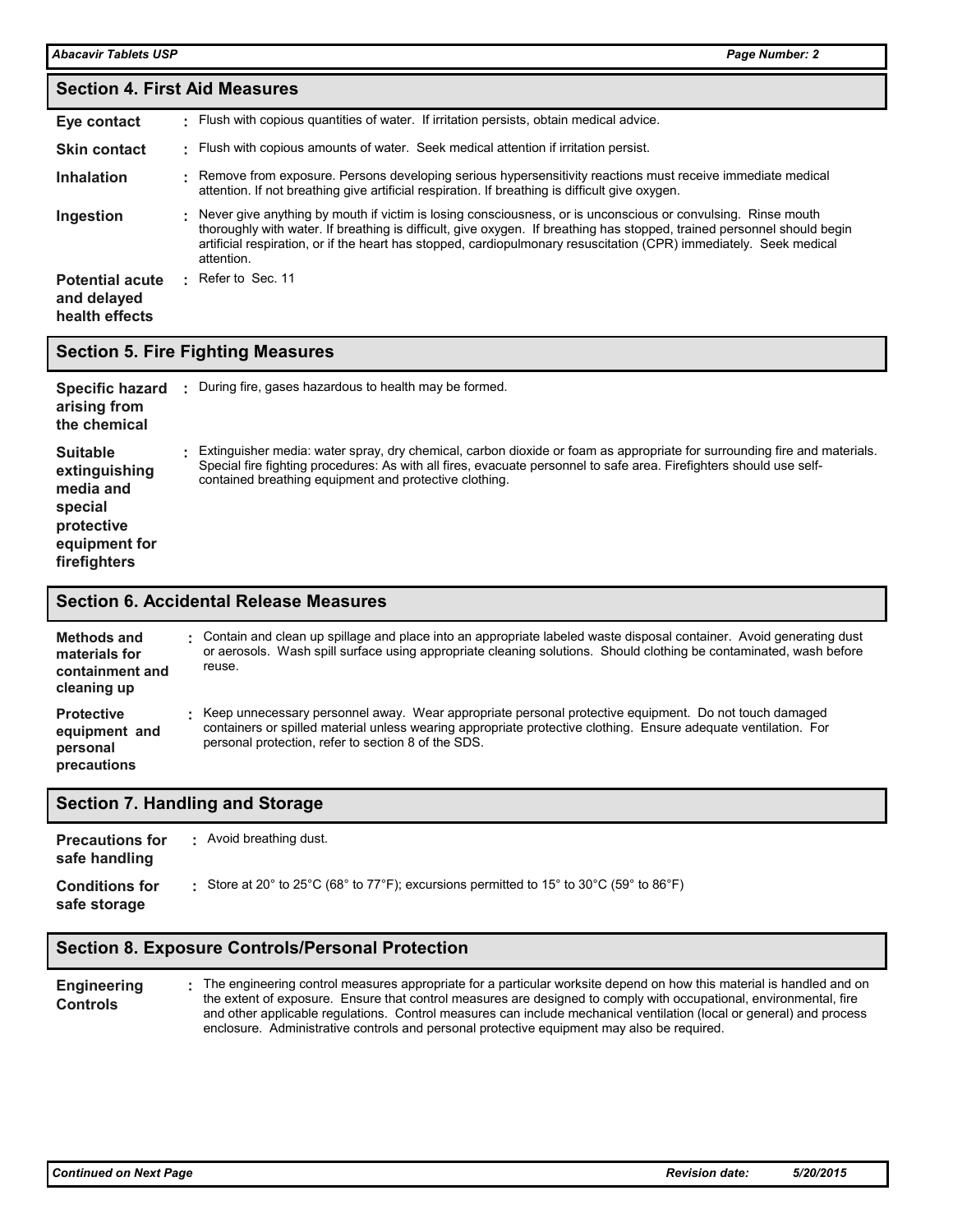## Section 4. First Aid Measures

**Eye contact** : Flush with copious quantities of water. If irritation persists, obtain medical advice.

**Skin contact** : Flush with copious amounts of water. Seek medical attention if irritation persist.

**Inhalation** : Remove from exposure. Persons developing serious hypersensitivity reactions must receive immediate medical attention. If not breathing give artificial respiration. If breathing is difficult give oxygen.

**Ingestion** : Never give anything by mouth if victim is losing consciousness, or is unconscious or convulsing. Rinse mouth thoroughly with water. If breathing is difficult, give oxygen. If breathing has stopped, trained personnel should begin artificial respiration, or if the heart has stopped, cardiopulmonary resuscitation (CPR) immediately. Seek medical attention.

**Potential acute and delayed health effects** : Refer to Sec. 11

## Section 5. Fire Fighting Measures

**Specific hazard arising from the chemical** : During fire, gases hazardous to health may be formed.

**Suitable extinguishing media and special protective equipment for firefighters** : Extinguisher media: water spray, dry chemical, carbon dioxide or foam as appropriate for surrounding fire and materials. Special fire fighting procedures: As with all fires, evacuate personnel to safe area. Firefighters should use self-contained breathing equipment and protective clothing.

## Section 6. Accidental Release Measures

**Methods and materials for containment and cleaning up** : Contain and clean up spillage and place into an appropriate labeled waste disposal container. Avoid generating dust or aerosols. Wash spill surface using appropriate cleaning solutions. Should clothing be contaminated, wash before reuse.

**Protective equipment and personal precautions** : Keep unnecessary personnel away. Wear appropriate personal protective equipment. Do not touch damaged containers or spilled material unless wearing appropriate protective clothing. Ensure adequate ventilation. For personal protection, refer to section 8 of the SDS.

## Section 7. Handling and Storage

**Precautions for safe handling** : Avoid breathing dust.

**Conditions for safe storage** : Store at 20° to 25°C (68° to 77°F); excursions permitted to 15° to 30°C (59° to 86°F)

## Section 8. Exposure Controls/Personal Protection

**Engineering Controls** : The engineering control measures appropriate for a particular worksite depend on how this material is handled and on the extent of exposure. Ensure that control measures are designed to comply with occupational, environmental, fire and other applicable regulations. Control measures can include mechanical ventilation (local or general) and process enclosure. Administrative controls and personal protective equipment may also be required.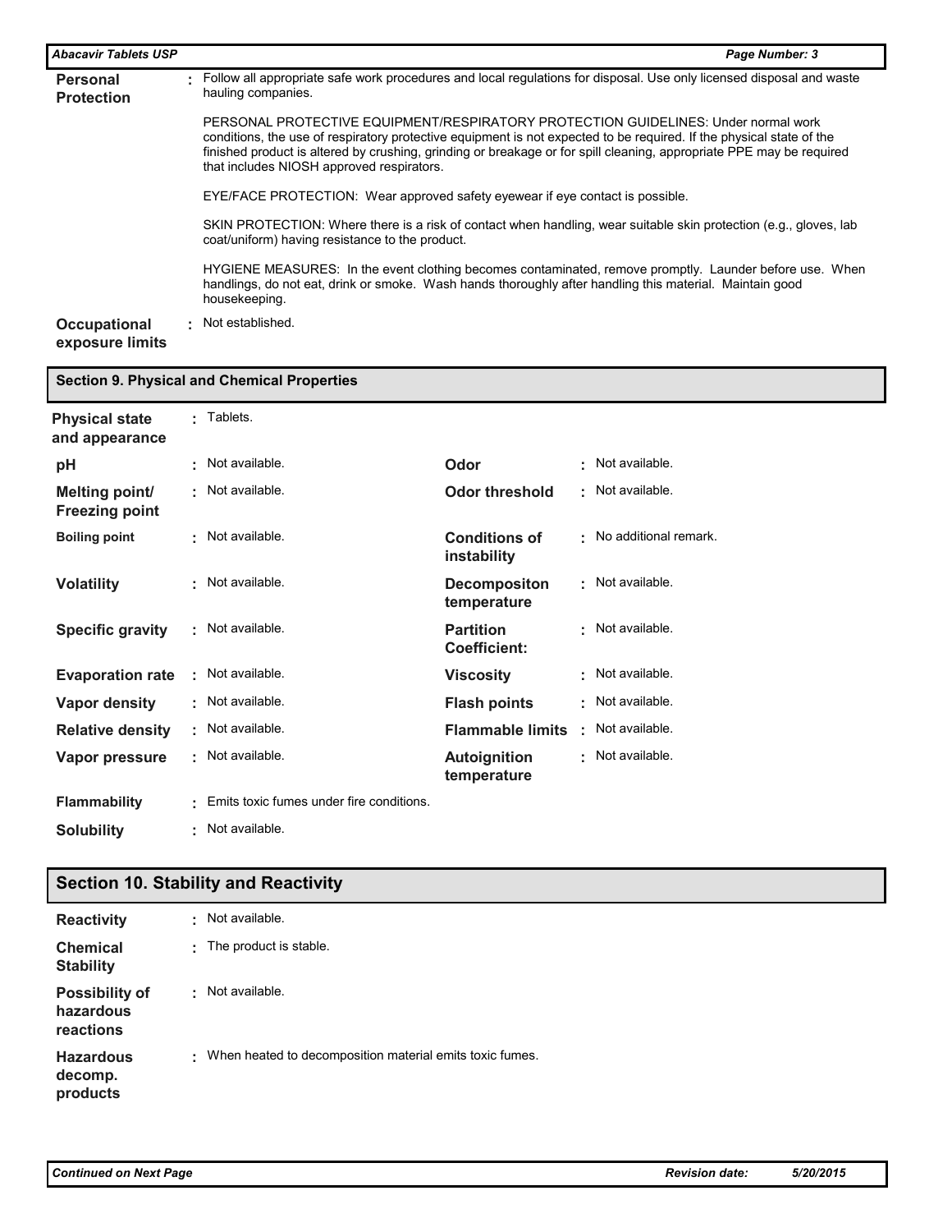**Personal Protection** : Follow all appropriate safe work procedures and local regulations for disposal. Use only licensed disposal and waste hauling companies.

PERSONAL PROTECTIVE EQUIPMENT/RESPIRATORY PROTECTION GUIDELINES: Under normal work conditions, the use of respiratory protective equipment is not expected to be required. If the physical state of the finished product is altered by crushing, grinding or breakage or for spill cleaning, appropriate PPE may be required that includes NIOSH approved respirators.

EYE/FACE PROTECTION: Wear approved safety eyewear if eye contact is possible.

SKIN PROTECTION: Where there is a risk of contact when handling, wear suitable skin protection (e.g., gloves, lab coat/uniform) having resistance to the product.

HYGIENE MEASURES: In the event clothing becomes contaminated, remove promptly. Launder before use. When handlings, do not eat, drink or smoke. Wash hands thoroughly after handling this material. Maintain good housekeeping.

**Occupational exposure limits** : Not established.

## Section 9. Physical and Chemical Properties

**Physical state and appearance** : Tablets.

| | | | |
|---|---|---|---|
| **pH** | : Not available. | **Odor** | : Not available. |
| **Melting point/ Freezing point** | : Not available. | **Odor threshold** | : Not available. |
| **Boiling point** | : Not available. | **Conditions of instability** | : No additional remark. |
| **Volatility** | : Not available. | **Decompositon temperature** | : Not available. |
| **Specific gravity** | : Not available. | **Partition Coefficient:** | : Not available. |
| **Evaporation rate** | : Not available. | **Viscosity** | : Not available. |
| **Vapor density** | : Not available. | **Flash points** | : Not available. |
| **Relative density** | : Not available. | **Flammable limits** | : Not available. |
| **Vapor pressure** | : Not available. | **Autoignition temperature** | : Not available. |

**Flammability** : Emits toxic fumes under fire conditions.

**Solubility** : Not available.

## Section 10. Stability and Reactivity

**Reactivity** : Not available.

**Chemical Stability** : The product is stable.

**Possibility of hazardous reactions** : Not available.

**Hazardous decomp. products** : When heated to decomposition material emits toxic fumes.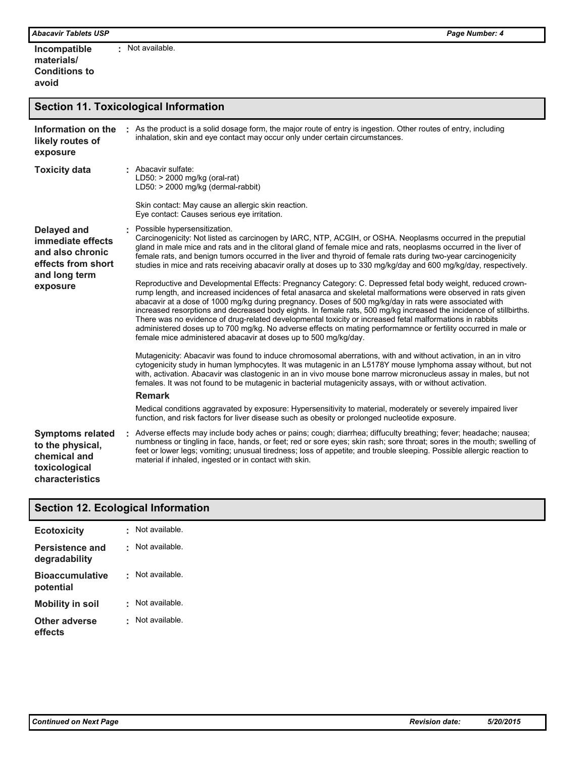**Incompatible materials/ Conditions to avoid** : Not available.

## Section 11. Toxicological Information

**Information on the likely routes of exposure** : As the product is a solid dosage form, the major route of entry is ingestion. Other routes of entry, including inhalation, skin and eye contact may occur only under certain circumstances.

**Toxicity data** : Abacavir sulfate:
LD50: > 2000 mg/kg (oral-rat)
LD50: > 2000 mg/kg (dermal-rabbit)

Skin contact: May cause an allergic skin reaction.
Eye contact: Causes serious eye irritation.

**Delayed and immediate effects and also chronic effects from short and long term exposure** : Possible hypersensitization.
Carcinogenicity: Not listed as carcinogen by IARC, NTP, ACGIH, or OSHA. Neoplasms occurred in the preputial gland in male mice and rats and in the clitoral gland of female mice and rats, neoplasms occurred in the liver of female rats, and benign tumors occurred in the liver and thyroid of female rats during two-year carcinogenicity studies in mice and rats receiving abacavir orally at doses up to 330 mg/kg/day and 600 mg/kg/day, respectively.

Reproductive and Developmental Effects: Pregnancy Category: C. Depressed fetal body weight, reduced crown-rump length, and increased incidences of fetal anasarca and skeletal malformations were observed in rats given abacavir at a dose of 1000 mg/kg during pregnancy. Doses of 500 mg/kg/day in rats were associated with increased resorptions and decreased body eights. In female rats, 500 mg/kg increased the incidence of stillbirths. There was no evidence of drug-related developmental toxicity or increased fetal malformations in rabbits administered doses up to 700 mg/kg. No adverse effects on mating performamnce or fertility occurred in male or female mice administered abacavir at doses up to 500 mg/kg/day.

Mutagenicity: Abacavir was found to induce chromosomal aberrations, with and without activation, in an in vitro cytogenicity study in human lymphocytes. It was mutagenic in an L5178Y mouse lymphoma assay without, but not with, activation. Abacavir was clastogenic in an in vivo mouse bone marrow micronucleus assay in males, but not females. It was not found to be mutagenic in bacterial mutagenicity assays, with or without activation.

**Remark**

Medical conditions aggravated by exposure: Hypersensitivity to material, moderately or severely impaired liver function, and risk factors for liver disease such as obesity or prolonged nucleotide exposure.

**Symptoms related to the physical, chemical and toxicological characteristics** : Adverse effects may include body aches or pains; cough; diarrhea; difficulty breathing; fever; headache; nausea; numbness or tingling in face, hands, or feet; red or sore eyes; skin rash; sore throat; sores in the mouth; swelling of feet or lower legs; vomiting; unusual tiredness; loss of appetite; and trouble sleeping. Possible allergic reaction to material if inhaled, ingested or in contact with skin.

## Section 12. Ecological Information

**Ecotoxicity** : Not available.

**Persistence and degradability** : Not available.

**Bioaccumulative potential** : Not available.

**Mobility in soil** : Not available.

**Other adverse effects** : Not available.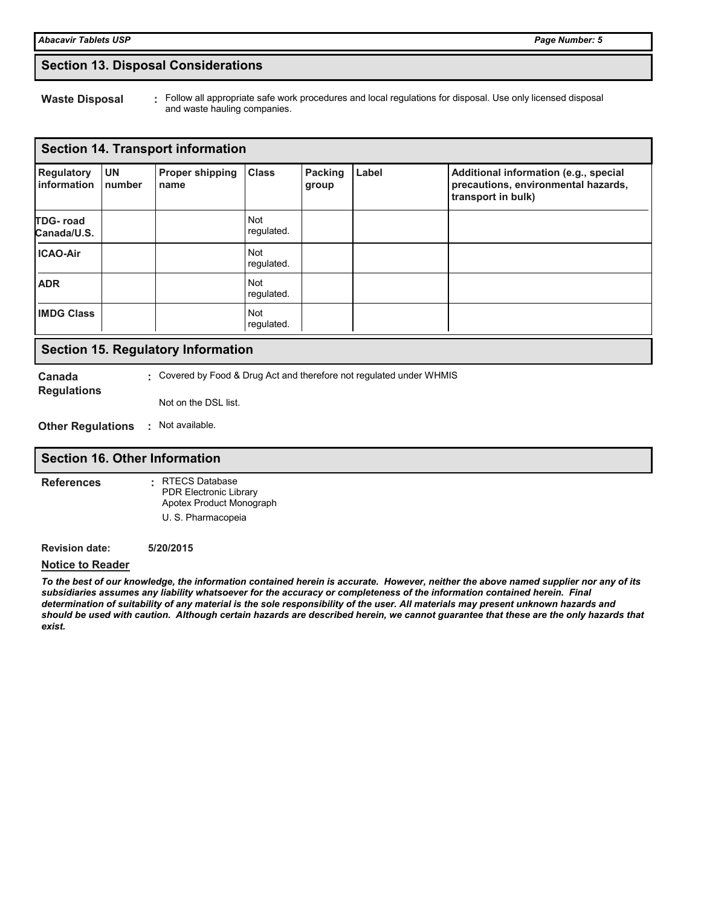## Section 13. Disposal Considerations

**Waste Disposal** : Follow all appropriate safe work procedures and local regulations for disposal. Use only licensed disposal and waste hauling companies.

## Section 14. Transport information

| Regulatory information | UN number | Proper shipping name | Class | Packing group | Label | Additional information (e.g., special precautions, environmental hazards, transport in bulk) |
|---|---|---|---|---|---|---|
| TDG- road Canada/U.S. | | | Not regulated. | | | |
| ICAO-Air | | | Not regulated. | | | |
| ADR | | | Not regulated. | | | |
| IMDG Class | | | Not regulated. | | | |

## Section 15. Regulatory Information

**Canada Regulations** : Covered by Food & Drug Act and therefore not regulated under WHMIS

Not on the DSL list.

**Other Regulations** : Not available.

## Section 16. Other Information

**References** : RTECS Database
PDR Electronic Library
Apotex Product Monograph
U. S. Pharmacopeia

**Revision date:** **5/20/2015**

**Notice to Reader**

***To the best of our knowledge, the information contained herein is accurate. However, neither the above named supplier nor any of its subsidiaries assumes any liability whatsoever for the accuracy or completeness of the information contained herein. Final determination of suitability of any material is the sole responsibility of the user. All materials may present unknown hazards and should be used with caution. Although certain hazards are described herein, we cannot guarantee that these are the only hazards that exist.***